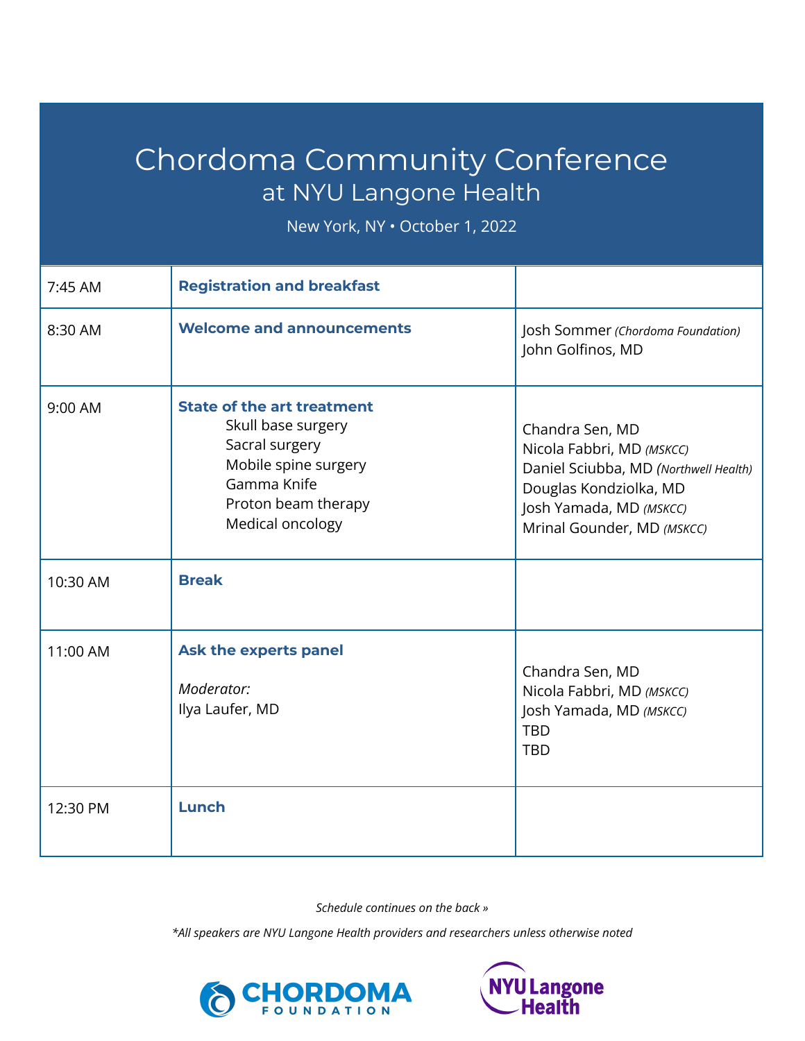# Chordoma Community Conference

## at NYU Langone Health

New York, NY • October 1, 2022

| | | |
|---|---|---|
| 7:45 AM | **Registration and breakfast** | |
| 8:30 AM | **Welcome and announcements** | Josh Sommer *(Chordoma Foundation)*<br>John Golfinos, MD |
| 9:00 AM | **State of the art treatment**<br>Skull base surgery<br>Sacral surgery<br>Mobile spine surgery<br>Gamma Knife<br>Proton beam therapy<br>Medical oncology | Chandra Sen, MD<br>Nicola Fabbri, MD *(MSKCC)*<br>Daniel Sciubba, MD *(Northwell Health)*<br>Douglas Kondziolka, MD<br>Josh Yamada, MD *(MSKCC)*<br>Mrinal Gounder, MD *(MSKCC)* |
| 10:30 AM | **Break** | |
| 11:00 AM | **Ask the experts panel**<br>*Moderator:*<br>Ilya Laufer, MD | Chandra Sen, MD<br>Nicola Fabbri, MD *(MSKCC)*<br>Josh Yamada, MD *(MSKCC)*<br>TBD<br>TBD |
| 12:30 PM | **Lunch** | |

*Schedule continues on the back »*

**All speakers are NYU Langone Health providers and researchers unless otherwise noted*

CHORDOMA FOUNDATION

NYU Langone Health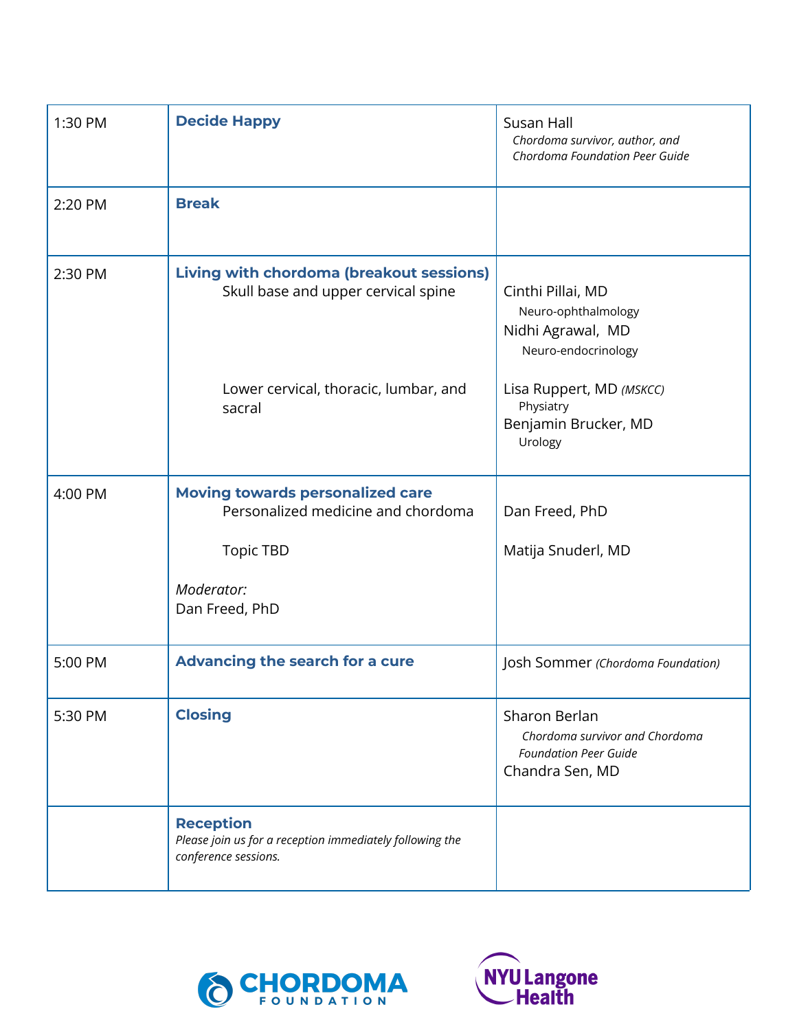| | | |
|---|---|---|
| 1:30 PM | **Decide Happy** | Susan Hall<br>*Chordoma survivor, author, and Chordoma Foundation Peer Guide* |
| 2:20 PM | **Break** | |
| 2:30 PM | **Living with chordoma (breakout sessions)**<br>Skull base and upper cervical spine<br><br>Lower cervical, thoracic, lumbar, and sacral | Cinthi Pillai, MD<br>Neuro-ophthalmology<br>Nidhi Agrawal, MD<br>Neuro-endocrinology<br><br>Lisa Ruppert, MD *(MSKCC)*<br>Physiatry<br>Benjamin Brucker, MD<br>Urology |
| 4:00 PM | **Moving towards personalized care**<br>Personalized medicine and chordoma<br><br>Topic TBD<br><br>*Moderator:*<br>Dan Freed, PhD | Dan Freed, PhD<br><br>Matija Snuderl, MD |
| 5:00 PM | **Advancing the search for a cure** | Josh Sommer *(Chordoma Foundation)* |
| 5:30 PM | **Closing** | Sharon Berlan<br>*Chordoma survivor and Chordoma Foundation Peer Guide*<br>Chandra Sen, MD |
| | **Reception**<br>*Please join us for a reception immediately following the conference sessions.* | |

CHORDOMA FOUNDATION

NYU Langone Health